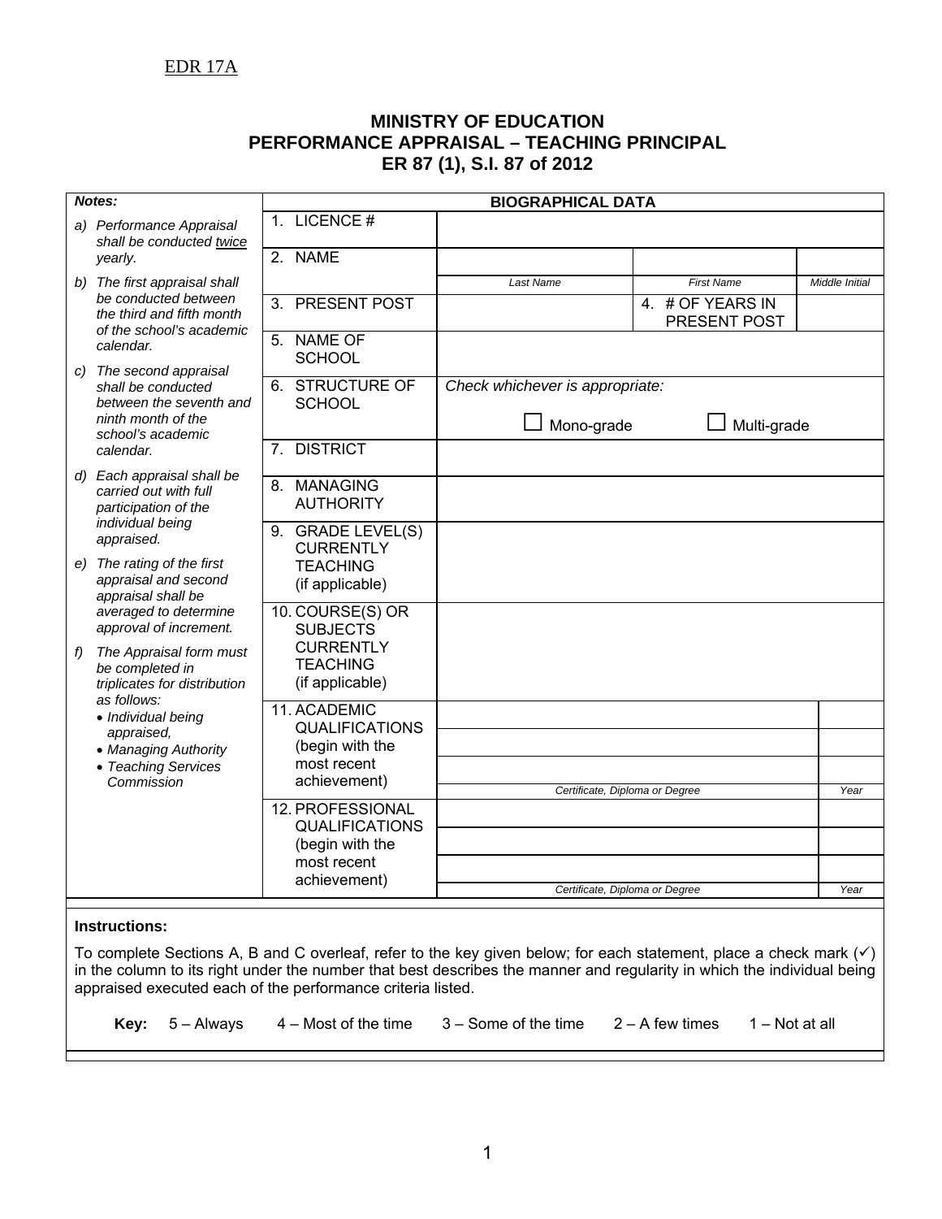EDR 17A

# MINISTRY OF EDUCATION
## PERFORMANCE APPRAISAL – TEACHING PRINCIPAL
## ER 87 (1), S.I. 87 of 2012

***Notes:***

*a) Performance Appraisal shall be conducted twice yearly.*

*b) The first appraisal shall be conducted between the third and fifth month of the school's academic calendar.*

*c) The second appraisal shall be conducted between the seventh and ninth month of the school's academic calendar.*

*d) Each appraisal shall be carried out with full participation of the individual being appraised.*

*e) The rating of the first appraisal and second appraisal shall be averaged to determine approval of increment.*

*f) The Appraisal form must be completed in triplicates for distribution as follows:*
- *Individual being appraised,*
- *Managing Authority*
- *Teaching Services Commission*

**BIOGRAPHICAL DATA**

| | | | |
|---|---|---|---|
| 1. LICENCE # | | | |
| 2. NAME | | | |
| | *Last Name* | *First Name* | *Middle Initial* |
| 3. PRESENT POST | | 4. # OF YEARS IN PRESENT POST | |
| 5. NAME OF SCHOOL | | | |
| 6. STRUCTURE OF SCHOOL | *Check whichever is appropriate:* ☐ Mono-grade ☐ Multi-grade | | |
| 7. DISTRICT | | | |
| 8. MANAGING AUTHORITY | | | |
| 9. GRADE LEVEL(S) CURRENTLY TEACHING (if applicable) | | | |
| 10. COURSE(S) OR SUBJECTS CURRENTLY TEACHING (if applicable) | | | |

| 11. ACADEMIC QUALIFICATIONS (begin with the most recent achievement) | | |
|---|---|---|
| | | |
| | | |
| | | |
| | *Certificate, Diploma or Degree* | *Year* |

| 12. PROFESSIONAL QUALIFICATIONS (begin with the most recent achievement) | | |
|---|---|---|
| | | |
| | | |
| | | |
| | *Certificate, Diploma or Degree* | *Year* |

**Instructions:**

To complete Sections A, B and C overleaf, refer to the key given below; for each statement, place a check mark (✓) in the column to its right under the number that best describes the manner and regularity in which the individual being appraised executed each of the performance criteria listed.

**Key:** 5 – Always 4 – Most of the time 3 – Some of the time 2 – A few times 1 – Not at all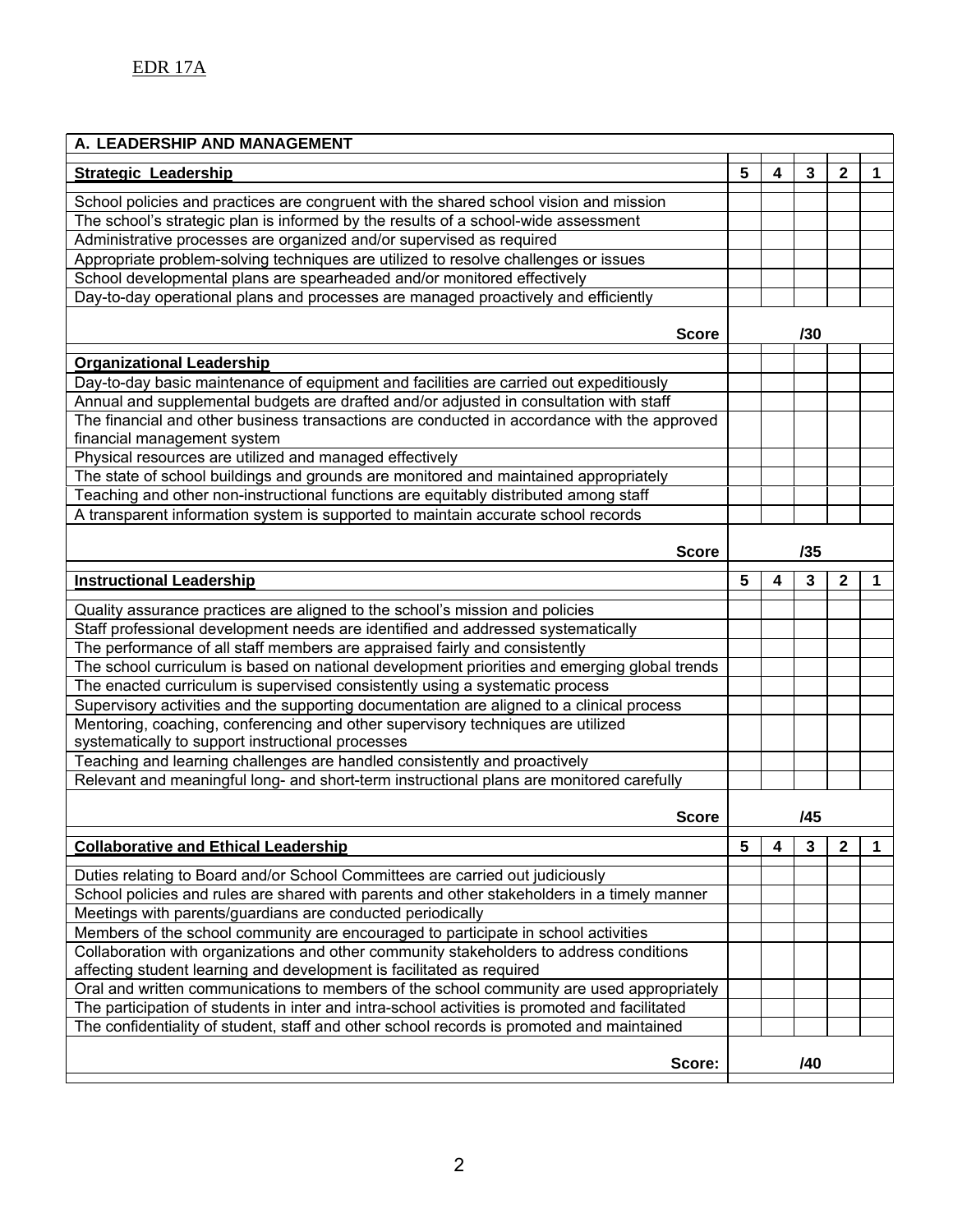EDR 17A

| A. LEADERSHIP AND MANAGEMENT | | | | | |
|---|---|---|---|---|---|
| **Strategic Leadership** | **5** | **4** | **3** | **2** | **1** |
| School policies and practices are congruent with the shared school vision and mission | | | | | |
| The school's strategic plan is informed by the results of a school-wide assessment | | | | | |
| Administrative processes are organized and/or supervised as required | | | | | |
| Appropriate problem-solving techniques are utilized to resolve challenges or issues | | | | | |
| School developmental plans are spearheaded and/or monitored effectively | | | | | |
| Day-to-day operational plans and processes are managed proactively and efficiently | | | | | |
| **Score** | | | **/30** | | |
| **Organizational Leadership** | | | | | |
| Day-to-day basic maintenance of equipment and facilities are carried out expeditiously | | | | | |
| Annual and supplemental budgets are drafted and/or adjusted in consultation with staff | | | | | |
| The financial and other business transactions are conducted in accordance with the approved financial management system | | | | | |
| Physical resources are utilized and managed effectively | | | | | |
| The state of school buildings and grounds are monitored and maintained appropriately | | | | | |
| Teaching and other non-instructional functions are equitably distributed among staff | | | | | |
| A transparent information system is supported to maintain accurate school records | | | | | |
| **Score** | | | **/35** | | |
| **Instructional Leadership** | **5** | **4** | **3** | **2** | **1** |
| Quality assurance practices are aligned to the school's mission and policies | | | | | |
| Staff professional development needs are identified and addressed systematically | | | | | |
| The performance of all staff members are appraised fairly and consistently | | | | | |
| The school curriculum is based on national development priorities and emerging global trends | | | | | |
| The enacted curriculum is supervised consistently using a systematic process | | | | | |
| Supervisory activities and the supporting documentation are aligned to a clinical process | | | | | |
| Mentoring, coaching, conferencing and other supervisory techniques are utilized systematically to support instructional processes | | | | | |
| Teaching and learning challenges are handled consistently and proactively | | | | | |
| Relevant and meaningful long- and short-term instructional plans are monitored carefully | | | | | |
| **Score** | | | **/45** | | |
| **Collaborative and Ethical Leadership** | **5** | **4** | **3** | **2** | **1** |
| Duties relating to Board and/or School Committees are carried out judiciously | | | | | |
| School policies and rules are shared with parents and other stakeholders in a timely manner | | | | | |
| Meetings with parents/guardians are conducted periodically | | | | | |
| Members of the school community are encouraged to participate in school activities | | | | | |
| Collaboration with organizations and other community stakeholders to address conditions affecting student learning and development is facilitated as required | | | | | |
| Oral and written communications to members of the school community are used appropriately | | | | | |
| The participation of students in inter and intra-school activities is promoted and facilitated | | | | | |
| The confidentiality of student, staff and other school records is promoted and maintained | | | | | |
| **Score:** | | | **/40** | | |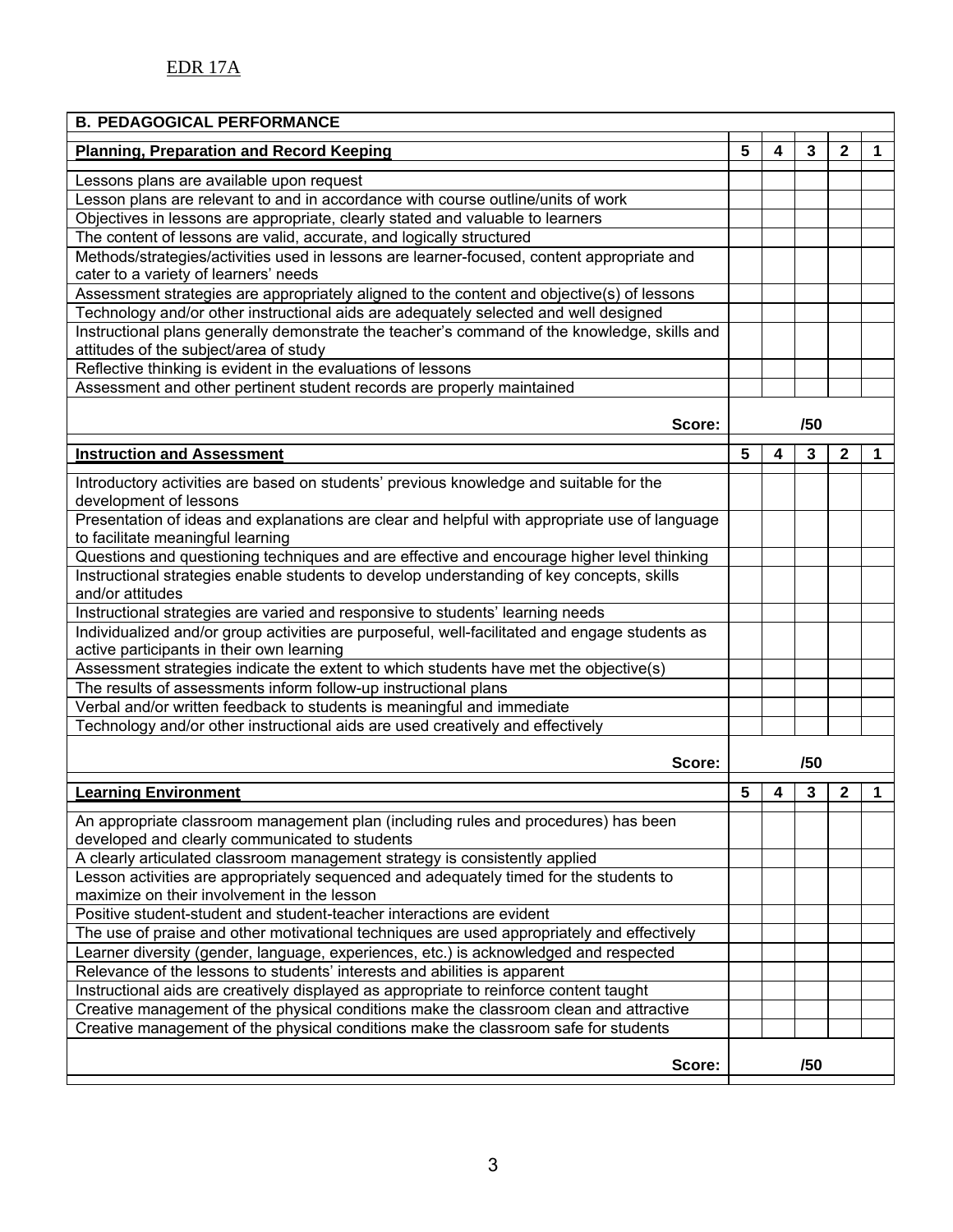EDR 17A

| B. PEDAGOGICAL PERFORMANCE | | | | | |
|---|---|---|---|---|---|
| **Planning, Preparation and Record Keeping** | **5** | **4** | **3** | **2** | **1** |
| Lessons plans are available upon request | | | | | |
| Lesson plans are relevant to and in accordance with course outline/units of work | | | | | |
| Objectives in lessons are appropriate, clearly stated and valuable to learners | | | | | |
| The content of lessons are valid, accurate, and logically structured | | | | | |
| Methods/strategies/activities used in lessons are learner-focused, content appropriate and cater to a variety of learners' needs | | | | | |
| Assessment strategies are appropriately aligned to the content and objective(s) of lessons | | | | | |
| Technology and/or other instructional aids are adequately selected and well designed | | | | | |
| Instructional plans generally demonstrate the teacher's command of the knowledge, skills and attitudes of the subject/area of study | | | | | |
| Reflective thinking is evident in the evaluations of lessons | | | | | |
| Assessment and other pertinent student records are properly maintained | | | | | |
| **Score:** | | | **/50** | | |

| **Instruction and Assessment** | **5** | **4** | **3** | **2** | **1** |
|---|---|---|---|---|---|
| Introductory activities are based on students' previous knowledge and suitable for the development of lessons | | | | | |
| Presentation of ideas and explanations are clear and helpful with appropriate use of language to facilitate meaningful learning | | | | | |
| Questions and questioning techniques and are effective and encourage higher level thinking | | | | | |
| Instructional strategies enable students to develop understanding of key concepts, skills and/or attitudes | | | | | |
| Instructional strategies are varied and responsive to students' learning needs | | | | | |
| Individualized and/or group activities are purposeful, well-facilitated and engage students as active participants in their own learning | | | | | |
| Assessment strategies indicate the extent to which students have met the objective(s) | | | | | |
| The results of assessments inform follow-up instructional plans | | | | | |
| Verbal and/or written feedback to students is meaningful and immediate | | | | | |
| Technology and/or other instructional aids are used creatively and effectively | | | | | |
| **Score:** | | | **/50** | | |

| **Learning Environment** | **5** | **4** | **3** | **2** | **1** |
|---|---|---|---|---|---|
| An appropriate classroom management plan (including rules and procedures) has been developed and clearly communicated to students | | | | | |
| A clearly articulated classroom management strategy is consistently applied | | | | | |
| Lesson activities are appropriately sequenced and adequately timed for the students to maximize on their involvement in the lesson | | | | | |
| Positive student-student and student-teacher interactions are evident | | | | | |
| The use of praise and other motivational techniques are used appropriately and effectively | | | | | |
| Learner diversity (gender, language, experiences, etc.) is acknowledged and respected | | | | | |
| Relevance of the lessons to students' interests and abilities is apparent | | | | | |
| Instructional aids are creatively displayed as appropriate to reinforce content taught | | | | | |
| Creative management of the physical conditions make the classroom clean and attractive | | | | | |
| Creative management of the physical conditions make the classroom safe for students | | | | | |
| **Score:** | | | **/50** | | |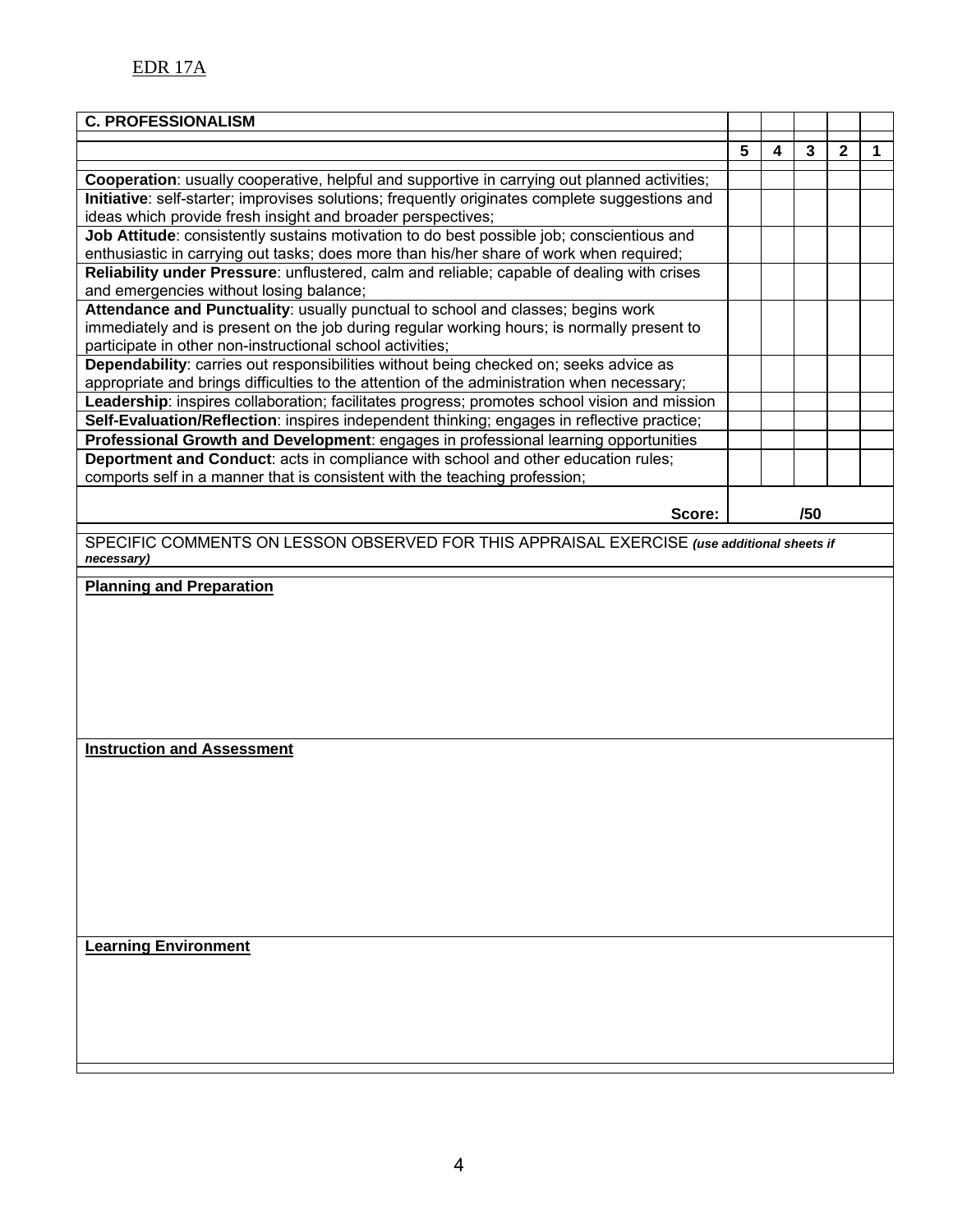EDR 17A

| C. PROFESSIONALISM | 5 | 4 | 3 | 2 | 1 |
|---|---|---|---|---|---|
| **Cooperation**: usually cooperative, helpful and supportive in carrying out planned activities; | | | | | |
| **Initiative**: self-starter; improvises solutions; frequently originates complete suggestions and ideas which provide fresh insight and broader perspectives; | | | | | |
| **Job Attitude**: consistently sustains motivation to do best possible job; conscientious and enthusiastic in carrying out tasks; does more than his/her share of work when required; | | | | | |
| **Reliability under Pressure**: unflustered, calm and reliable; capable of dealing with crises and emergencies without losing balance; | | | | | |
| **Attendance and Punctuality**: usually punctual to school and classes; begins work immediately and is present on the job during regular working hours; is normally present to participate in other non-instructional school activities; | | | | | |
| **Dependability**: carries out responsibilities without being checked on; seeks advice as appropriate and brings difficulties to the attention of the administration when necessary; | | | | | |
| **Leadership**: inspires collaboration; facilitates progress; promotes school vision and mission | | | | | |
| **Self-Evaluation/Reflection**: inspires independent thinking; engages in reflective practice; | | | | | |
| **Professional Growth and Development**: engages in professional learning opportunities | | | | | |
| **Deportment and Conduct**: acts in compliance with school and other education rules; comports self in a manner that is consistent with the teaching profession; | | | | | |
| **Score:** | | | /50 | | |

SPECIFIC COMMENTS ON LESSON OBSERVED FOR THIS APPRAISAL EXERCISE ***(use additional sheets if necessary)***

**Planning and Preparation**

**Instruction and Assessment**

**Learning Environment**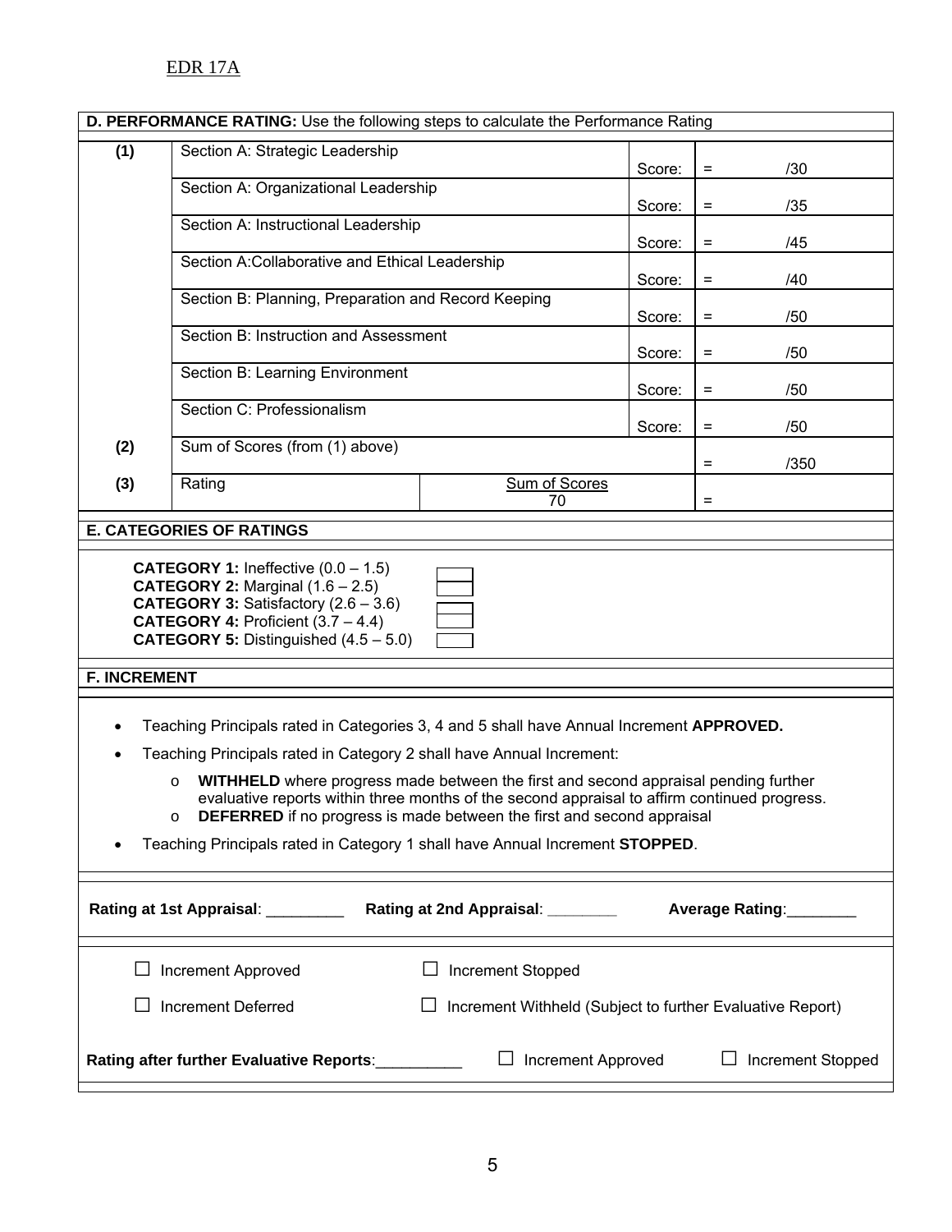EDR 17A

**D. PERFORMANCE RATING:** Use the following steps to calculate the Performance Rating

| | | | | |
|---|---|---|---|---|
| **(1)** | Section A: Strategic Leadership | | Score: | = /30 |
| | Section A: Organizational Leadership | | Score: | = /35 |
| | Section A: Instructional Leadership | | Score: | = /45 |
| | Section A:Collaborative and Ethical Leadership | | Score: | = /40 |
| | Section B: Planning, Preparation and Record Keeping | | Score: | = /50 |
| | Section B: Instruction and Assessment | | Score: | = /50 |
| | Section B: Learning Environment | | Score: | = /50 |
| | Section C: Professionalism | | Score: | = /50 |
| **(2)** | Sum of Scores (from (1) above) | | | = /350 |
| **(3)** | Rating | Sum of Scores / 70 | | = |

**E. CATEGORIES OF RATINGS**

- **CATEGORY 1:** Ineffective (0.0 – 1.5) ☐
- **CATEGORY 2:** Marginal (1.6 – 2.5) ☐
- **CATEGORY 3:** Satisfactory (2.6 – 3.6) ☐
- **CATEGORY 4:** Proficient (3.7 – 4.4) ☐
- **CATEGORY 5:** Distinguished (4.5 – 5.0) ☐

**F. INCREMENT**

- Teaching Principals rated in Categories 3, 4 and 5 shall have Annual Increment **APPROVED.**
- Teaching Principals rated in Category 2 shall have Annual Increment:
  - **WITHHELD** where progress made between the first and second appraisal pending further evaluative reports within three months of the second appraisal to affirm continued progress.
  - **DEFERRED** if no progress is made between the first and second appraisal
- Teaching Principals rated in Category 1 shall have Annual Increment **STOPPED**.

**Rating at 1st Appraisal**: _________ **Rating at 2nd Appraisal**: ________ **Average Rating**:________

☐ Increment Approved ☐ Increment Stopped

☐ Increment Deferred ☐ Increment Withheld (Subject to further Evaluative Report)

**Rating after further Evaluative Reports**:__________ ☐ Increment Approved ☐ Increment Stopped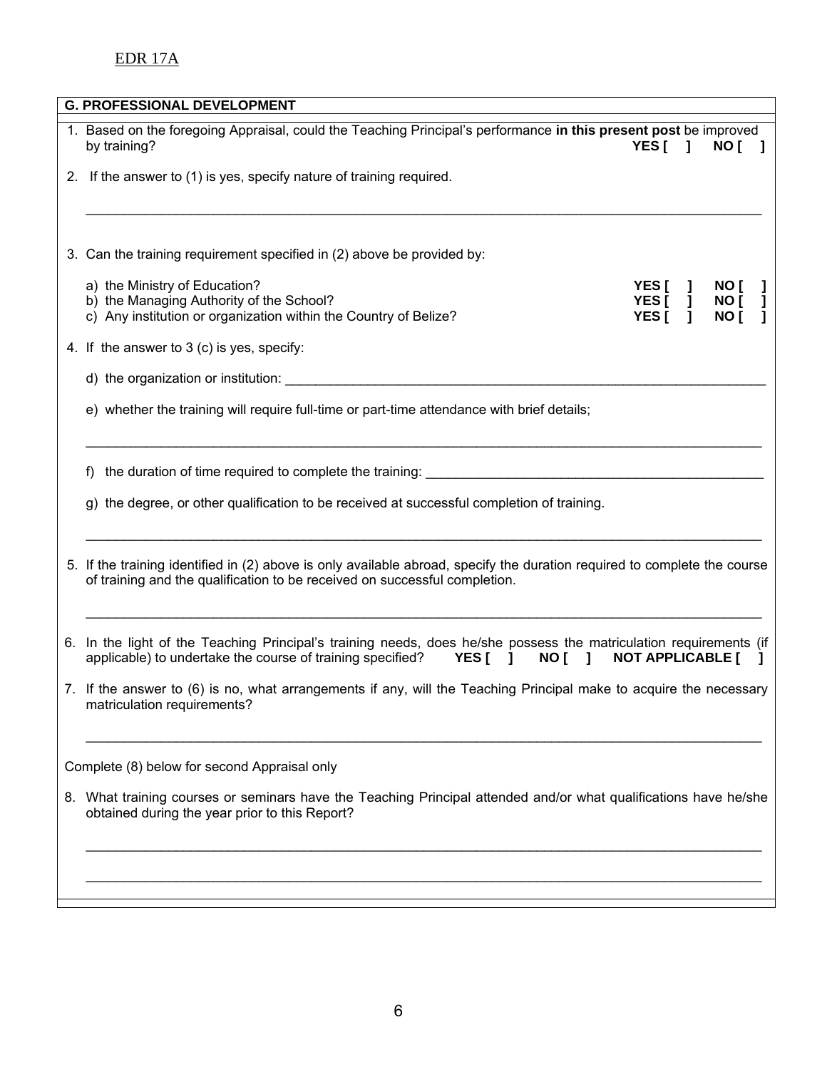EDR 17A

## G. PROFESSIONAL DEVELOPMENT

1. Based on the foregoing Appraisal, could the Teaching Principal's performance **in this present post** be improved by training? **YES [ ] NO [ ]**

2. If the answer to (1) is yes, specify nature of training required.

   ______________________________________________________________________

3. Can the training requirement specified in (2) above be provided by:

   a) the Ministry of Education? **YES [ ] NO [ ]**
   b) the Managing Authority of the School? **YES [ ] NO [ ]**
   c) Any institution or organization within the Country of Belize? **YES [ ] NO [ ]**

4. If the answer to 3 (c) is yes, specify:

   d) the organization or institution: ______________________________________________________________________

   e) whether the training will require full-time or part-time attendance with brief details;

   ______________________________________________________________________

   f) the duration of time required to complete the training: ______________________________________________

   g) the degree, or other qualification to be received at successful completion of training.

   ______________________________________________________________________

5. If the training identified in (2) above is only available abroad, specify the duration required to complete the course of training and the qualification to be received on successful completion.

   ______________________________________________________________________

6. In the light of the Teaching Principal's training needs, does he/she possess the matriculation requirements (if applicable) to undertake the course of training specified? **YES [ ] NO [ ] NOT APPLICABLE [ ]**

7. If the answer to (6) is no, what arrangements if any, will the Teaching Principal make to acquire the necessary matriculation requirements?

   ______________________________________________________________________

Complete (8) below for second Appraisal only

8. What training courses or seminars have the Teaching Principal attended and/or what qualifications have he/she obtained during the year prior to this Report?

   ______________________________________________________________________

   ______________________________________________________________________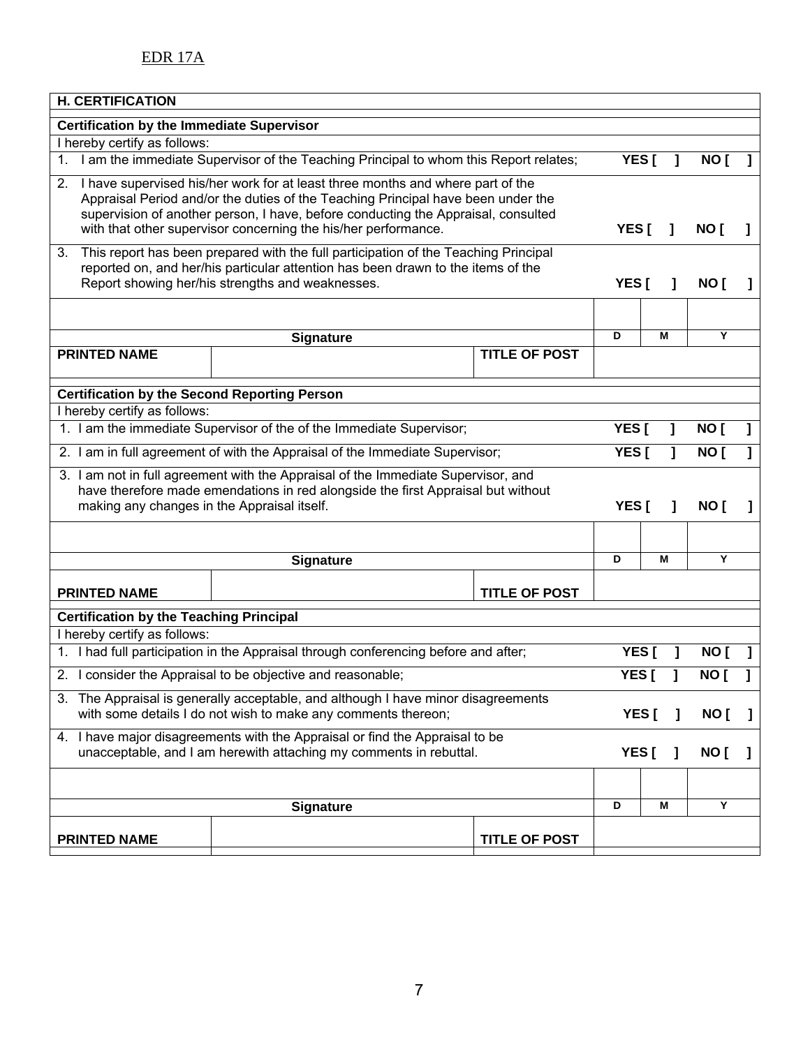EDR 17A

| H. CERTIFICATION | | | |
|---|---|---|---|
| **Certification by the Immediate Supervisor** | | | |
| I hereby certify as follows: | | | |
| 1. I am the immediate Supervisor of the Teaching Principal to whom this Report relates; | | YES [ ] | NO [ ] |
| 2. I have supervised his/her work for at least three months and where part of the Appraisal Period and/or the duties of the Teaching Principal have been under the supervision of another person, I have, before conducting the Appraisal, consulted with that other supervisor concerning the his/her performance. | | YES [ ] | NO [ ] |
| 3. This report has been prepared with the full participation of the Teaching Principal reported on, and her/his particular attention has been drawn to the items of the Report showing her/his strengths and weaknesses. | | YES [ ] | NO [ ] |
| | | | |
| **Signature** | | D / M | Y |
| **PRINTED NAME** | | **TITLE OF POST** | |
| **Certification by the Second Reporting Person** | | | |
| I hereby certify as follows: | | | |
| 1. I am the immediate Supervisor of the of the Immediate Supervisor; | | YES [ ] | NO [ ] |
| 2. I am in full agreement of with the Appraisal of the Immediate Supervisor; | | YES [ ] | NO [ ] |
| 3. I am not in full agreement with the Appraisal of the Immediate Supervisor, and have therefore made emendations in red alongside the first Appraisal but without making any changes in the Appraisal itself. | | YES [ ] | NO [ ] |
| | | | |
| **Signature** | | D / M | Y |
| **PRINTED NAME** | | **TITLE OF POST** | |
| **Certification by the Teaching Principal** | | | |
| I hereby certify as follows: | | | |
| 1. I had full participation in the Appraisal through conferencing before and after; | | YES [ ] | NO [ ] |
| 2. I consider the Appraisal to be objective and reasonable; | | YES [ ] | NO [ ] |
| 3. The Appraisal is generally acceptable, and although I have minor disagreements with some details I do not wish to make any comments thereon; | | YES [ ] | NO [ ] |
| 4. I have major disagreements with the Appraisal or find the Appraisal to be unacceptable, and I am herewith attaching my comments in rebuttal. | | YES [ ] | NO [ ] |
| | | | |
| **Signature** | | D / M | Y |
| **PRINTED NAME** | | **TITLE OF POST** | |